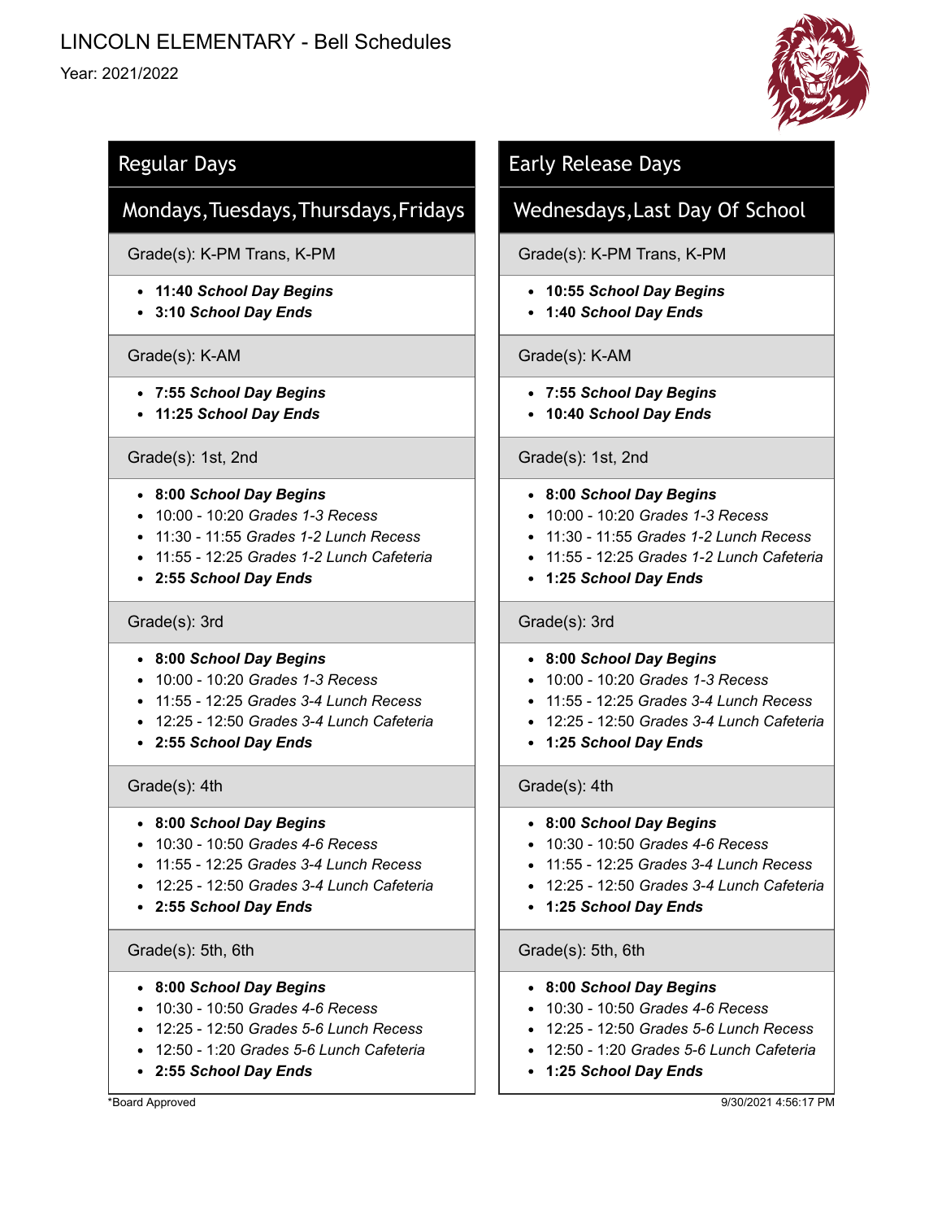# LINCOLN ELEMENTARY - Bell Schedules

Year: 2021/2022

## Regular Days

### Mondays, Tuesdays, Thursdays, Fridays

Grade(s): K-PM Trans, K-PM

- **11:40 *School Day Begins***
- **3:10 *School Day Ends***

Grade(s): K-AM

- **7:55 *School Day Begins***
- **11:25 *School Day Ends***

Grade(s): 1st, 2nd

- **8:00 *School Day Begins***
- 10:00 - 10:20 *Grades 1-3 Recess*
- 11:30 - 11:55 *Grades 1-2 Lunch Recess*
- 11:55 - 12:25 *Grades 1-2 Lunch Cafeteria*
- **2:55 *School Day Ends***

Grade(s): 3rd

- **8:00 *School Day Begins***
- 10:00 - 10:20 *Grades 1-3 Recess*
- 11:55 - 12:25 *Grades 3-4 Lunch Recess*
- 12:25 - 12:50 *Grades 3-4 Lunch Cafeteria*
- **2:55 *School Day Ends***

Grade(s): 4th

- **8:00 *School Day Begins***
- 10:30 - 10:50 *Grades 4-6 Recess*
- 11:55 - 12:25 *Grades 3-4 Lunch Recess*
- 12:25 - 12:50 *Grades 3-4 Lunch Cafeteria*
- **2:55 *School Day Ends***

Grade(s): 5th, 6th

- **8:00 *School Day Begins***
- 10:30 - 10:50 *Grades 4-6 Recess*
- 12:25 - 12:50 *Grades 5-6 Lunch Recess*
- 12:50 - 1:20 *Grades 5-6 Lunch Cafeteria*
- **2:55 *School Day Ends***

## Early Release Days

### Wednesdays, Last Day Of School

Grade(s): K-PM Trans, K-PM

- **10:55 *School Day Begins***
- **1:40 *School Day Ends***

Grade(s): K-AM

- **7:55 *School Day Begins***
- **10:40 *School Day Ends***

Grade(s): 1st, 2nd

- **8:00 *School Day Begins***
- 10:00 - 10:20 *Grades 1-3 Recess*
- 11:30 - 11:55 *Grades 1-2 Lunch Recess*
- 11:55 - 12:25 *Grades 1-2 Lunch Cafeteria*
- **1:25 *School Day Ends***

Grade(s): 3rd

- **8:00 *School Day Begins***
- 10:00 - 10:20 *Grades 1-3 Recess*
- 11:55 - 12:25 *Grades 3-4 Lunch Recess*
- 12:25 - 12:50 *Grades 3-4 Lunch Cafeteria*
- **1:25 *School Day Ends***

Grade(s): 4th

- **8:00 *School Day Begins***
- 10:30 - 10:50 *Grades 4-6 Recess*
- 11:55 - 12:25 *Grades 3-4 Lunch Recess*
- 12:25 - 12:50 *Grades 3-4 Lunch Cafeteria*
- **1:25 *School Day Ends***

Grade(s): 5th, 6th

- **8:00 *School Day Begins***
- 10:30 - 10:50 *Grades 4-6 Recess*
- 12:25 - 12:50 *Grades 5-6 Lunch Recess*
- 12:50 - 1:20 *Grades 5-6 Lunch Cafeteria*
- **1:25 *School Day Ends***

*Board Approved

9/30/2021 4:56:17 PM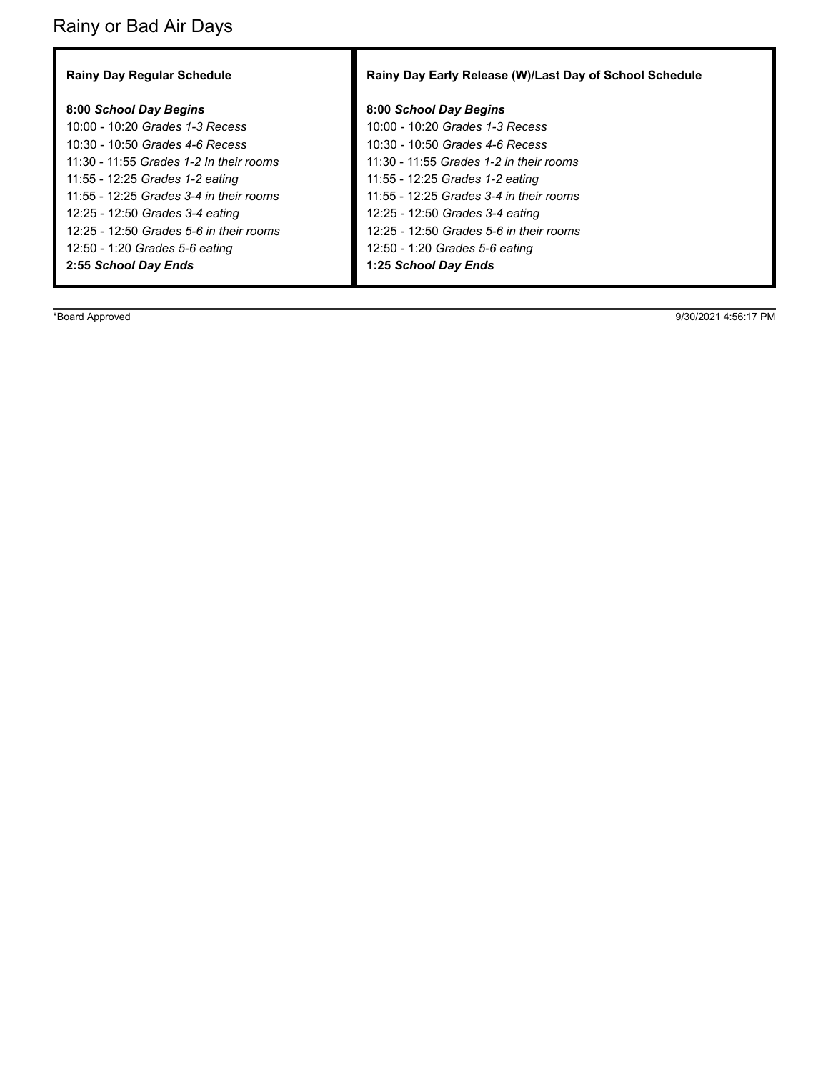# Rainy or Bad Air Days

**Rainy Day Regular Schedule**

**8:00 *School Day Begins***
10:00 - 10:20 *Grades 1-3 Recess*
10:30 - 10:50 *Grades 4-6 Recess*
11:30 - 11:55 *Grades 1-2 In their rooms*
11:55 - 12:25 *Grades 1-2 eating*
11:55 - 12:25 *Grades 3-4 in their rooms*
12:25 - 12:50 *Grades 3-4 eating*
12:25 - 12:50 *Grades 5-6 in their rooms*
12:50 - 1:20 *Grades 5-6 eating*
**2:55 *School Day Ends***

**Rainy Day Early Release (W)/Last Day of School Schedule**

**8:00 *School Day Begins***
10:00 - 10:20 *Grades 1-3 Recess*
10:30 - 10:50 *Grades 4-6 Recess*
11:30 - 11:55 *Grades 1-2 in their rooms*
11:55 - 12:25 *Grades 1-2 eating*
11:55 - 12:25 *Grades 3-4 in their rooms*
12:25 - 12:50 *Grades 3-4 eating*
12:25 - 12:50 *Grades 5-6 in their rooms*
12:50 - 1:20 *Grades 5-6 eating*
**1:25 *School Day Ends***

*Board Approved

9/30/2021 4:56:17 PM